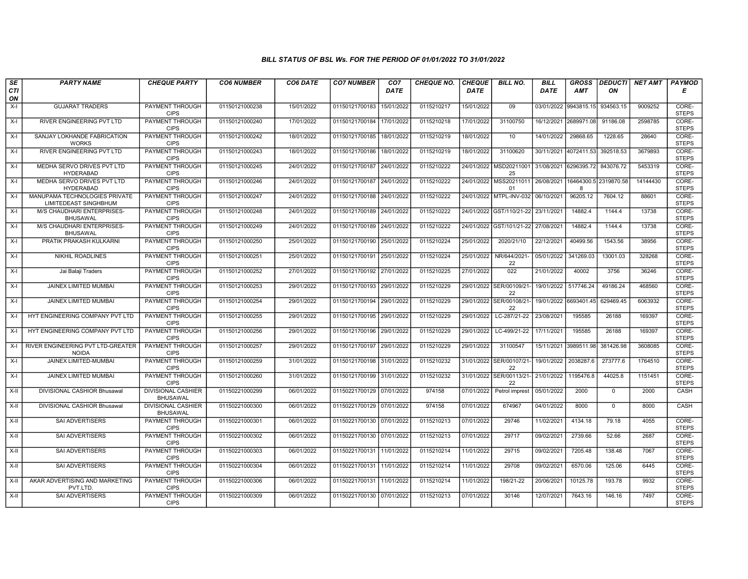### BILL STATUS OF BSL Ws. FOR THE PERIOD OF 01/01/2022 TO 31/01/2022

| SECTION | PARTY NAME | CHEQUE PARTY | CO6 NUMBER | CO6 DATE | CO7 NUMBER | CO7 DATE | CHEQUE NO. | CHEQUE DATE | BILL NO. | BILL DATE | GROSS AMT | DEDUCTION | NET AMT | PAYMODE |
|---|---|---|---|---|---|---|---|---|---|---|---|---|---|---|
| X-I | GUJARAT TRADERS | PAYMENT THROUGH CIPS | 01150121000238 | 15/01/2022 | 01150121700183 | 15/01/2022 | 0115210217 | 15/01/2022 | 09 | 03/01/2022 | 9943815.15 | 934563.15 | 9009252 | CORE-STEPS |
| X-I | RIVER ENGINEERING PVT LTD | PAYMENT THROUGH CIPS | 01150121000240 | 17/01/2022 | 01150121700184 | 17/01/2022 | 0115210218 | 17/01/2022 | 31100750 | 16/12/2021 | 2689971.08 | 91186.08 | 2598785 | CORE-STEPS |
| X-I | SANJAY LOKHANDE FABRICATION WORKS | PAYMENT THROUGH CIPS | 01150121000242 | 18/01/2022 | 01150121700185 | 18/01/2022 | 0115210219 | 18/01/2022 | 10 | 14/01/2022 | 29868.65 | 1228.65 | 28640 | CORE-STEPS |
| X-I | RIVER ENGINEERING PVT LTD | PAYMENT THROUGH CIPS | 01150121000243 | 18/01/2022 | 01150121700186 | 18/01/2022 | 0115210219 | 18/01/2022 | 31100620 | 30/11/2021 | 4072411.53 | 392518.53 | 3679893 | CORE-STEPS |
| X-I | MEDHA SERVO DRIVES PVT LTD HYDERABAD | PAYMENT THROUGH CIPS | 01150121000245 | 24/01/2022 | 01150121700187 | 24/01/2022 | 0115210222 | 24/01/2022 | MSD2021100125 | 31/08/2021 | 6296395.72 | 843076.72 | 5453319 | CORE-STEPS |
| X-I | MEDHA SERVO DRIVES PVT LTD HYDERABAD | PAYMENT THROUGH CIPS | 01150121000246 | 24/01/2022 | 01150121700187 | 24/01/2022 | 0115210222 | 24/01/2022 | MSS2021101101 | 26/08/2021 | 16464300.58 | 2319870.58 | 14144430 | CORE-STEPS |
| X-I | MANUPAMA TECHNOLOGIES PRIVATE LIMITEDEAST SINGHBHUM | PAYMENT THROUGH CIPS | 01150121000247 | 24/01/2022 | 01150121700188 | 24/01/2022 | 0115210222 | 24/01/2022 | MTPL-INV-032 | 06/10/2021 | 96205.12 | 7604.12 | 88601 | CORE-STEPS |
| X-I | M/S CHAUDHARI ENTERPRISES-BHUSAWAL | PAYMENT THROUGH CIPS | 01150121000248 | 24/01/2022 | 01150121700189 | 24/01/2022 | 0115210222 | 24/01/2022 | GST/110/21-22 | 23/11/2021 | 14882.4 | 1144.4 | 13738 | CORE-STEPS |
| X-I | M/S CHAUDHARI ENTERPRISES-BHUSAWAL | PAYMENT THROUGH CIPS | 01150121000249 | 24/01/2022 | 01150121700189 | 24/01/2022 | 0115210222 | 24/01/2022 | GST/101/21-22 | 27/08/2021 | 14882.4 | 1144.4 | 13738 | CORE-STEPS |
| X-I | PRATIK PRAKASH KULKARNI | PAYMENT THROUGH CIPS | 01150121000250 | 25/01/2022 | 01150121700190 | 25/01/2022 | 0115210224 | 25/01/2022 | 2020/21/10 | 22/12/2021 | 40499.56 | 1543.56 | 38956 | CORE-STEPS |
| X-I | NIKHIL ROADLINES | PAYMENT THROUGH CIPS | 01150121000251 | 25/01/2022 | 01150121700191 | 25/01/2022 | 0115210224 | 25/01/2022 | NR/644/2021-22 | 05/01/2022 | 341269.03 | 13001.03 | 328268 | CORE-STEPS |
| X-I | Jai Balaji Traders | PAYMENT THROUGH CIPS | 01150121000252 | 27/01/2022 | 01150121700192 | 27/01/2022 | 0115210225 | 27/01/2022 | 022 | 21/01/2022 | 40002 | 3756 | 36246 | CORE-STEPS |
| X-I | JAINEX LIMITED MUMBAI | PAYMENT THROUGH CIPS | 01150121000253 | 29/01/2022 | 01150121700193 | 29/01/2022 | 0115210229 | 29/01/2022 | SER/00109/21-22 | 19/01/2022 | 517746.24 | 49186.24 | 468560 | CORE-STEPS |
| X-I | JAINEX LIMITED MUMBAI | PAYMENT THROUGH CIPS | 01150121000254 | 29/01/2022 | 01150121700194 | 29/01/2022 | 0115210229 | 29/01/2022 | SER/00108/21-22 | 19/01/2022 | 6693401.45 | 629469.45 | 6063932 | CORE-STEPS |
| X-I | HYT ENGINEERING COMPANY PVT LTD | PAYMENT THROUGH CIPS | 01150121000255 | 29/01/2022 | 01150121700195 | 29/01/2022 | 0115210229 | 29/01/2022 | LC-287/21-22 | 23/08/2021 | 195585 | 26188 | 169397 | CORE-STEPS |
| X-I | HYT ENGINEERING COMPANY PVT LTD | PAYMENT THROUGH CIPS | 01150121000256 | 29/01/2022 | 01150121700196 | 29/01/2022 | 0115210229 | 29/01/2022 | LC-499/21-22 | 17/11/2021 | 195585 | 26188 | 169397 | CORE-STEPS |
| X-I | RIVER ENGINEERING PVT LTD-GREATER NOIDA | PAYMENT THROUGH CIPS | 01150121000257 | 29/01/2022 | 01150121700197 | 29/01/2022 | 0115210229 | 29/01/2022 | 31100547 | 15/11/2021 | 3989511.98 | 381426.98 | 3608085 | CORE-STEPS |
| X-I | JAINEX LIMITED-MUMBAI | PAYMENT THROUGH CIPS | 01150121000259 | 31/01/2022 | 01150121700198 | 31/01/2022 | 0115210232 | 31/01/2022 | SER/00107/21-22 | 19/01/2022 | 2038287.6 | 273777.6 | 1764510 | CORE-STEPS |
| X-I | JAINEX LIMITED MUMBAI | PAYMENT THROUGH CIPS | 01150121000260 | 31/01/2022 | 01150121700199 | 31/01/2022 | 0115210232 | 31/01/2022 | SER/00113/21-22 | 21/01/2022 | 1195476.8 | 44025.8 | 1151451 | CORE-STEPS |
| X-II | DIVISIONAL CASHIOR Bhusawal | DIVISIONAL CASHIER BHUSAWAL | 01150221000299 | 06/01/2022 | 01150221700129 | 07/01/2022 | 974158 | 07/01/2022 | Petrol imprest | 05/01/2022 | 2000 | 0 | 2000 | CASH |
| X-II | DIVISIONAL CASHIOR Bhusawal | DIVISIONAL CASHIER BHUSAWAL | 01150221000300 | 06/01/2022 | 01150221700129 | 07/01/2022 | 974158 | 07/01/2022 | 674967 | 04/01/2022 | 8000 | 0 | 8000 | CASH |
| X-II | SAI ADVERTISERS | PAYMENT THROUGH CIPS | 01150221000301 | 06/01/2022 | 01150221700130 | 07/01/2022 | 0115210213 | 07/01/2022 | 29746 | 11/02/2021 | 4134.18 | 79.18 | 4055 | CORE-STEPS |
| X-II | SAI ADVERTISERS | PAYMENT THROUGH CIPS | 01150221000302 | 06/01/2022 | 01150221700130 | 07/01/2022 | 0115210213 | 07/01/2022 | 29717 | 09/02/2021 | 2739.66 | 52.66 | 2687 | CORE-STEPS |
| X-II | SAI ADVERTISERS | PAYMENT THROUGH CIPS | 01150221000303 | 06/01/2022 | 01150221700131 | 11/01/2022 | 0115210214 | 11/01/2022 | 29715 | 09/02/2021 | 7205.48 | 138.48 | 7067 | CORE-STEPS |
| X-II | SAI ADVERTISERS | PAYMENT THROUGH CIPS | 01150221000304 | 06/01/2022 | 01150221700131 | 11/01/2022 | 0115210214 | 11/01/2022 | 29708 | 09/02/2021 | 6570.06 | 125.06 | 6445 | CORE-STEPS |
| X-II | AKAR ADVERTISING AND MARKETING PVT.LTD. | PAYMENT THROUGH CIPS | 01150221000306 | 06/01/2022 | 01150221700131 | 11/01/2022 | 0115210214 | 11/01/2022 | 198/21-22 | 20/06/2021 | 10125.78 | 193.78 | 9932 | CORE-STEPS |
| X-II | SAI ADVERTISERS | PAYMENT THROUGH CIPS | 01150221000309 | 06/01/2022 | 01150221700130 | 07/01/2022 | 0115210213 | 07/01/2022 | 30146 | 12/07/2021 | 7643.16 | 146.16 | 7497 | CORE-STEPS |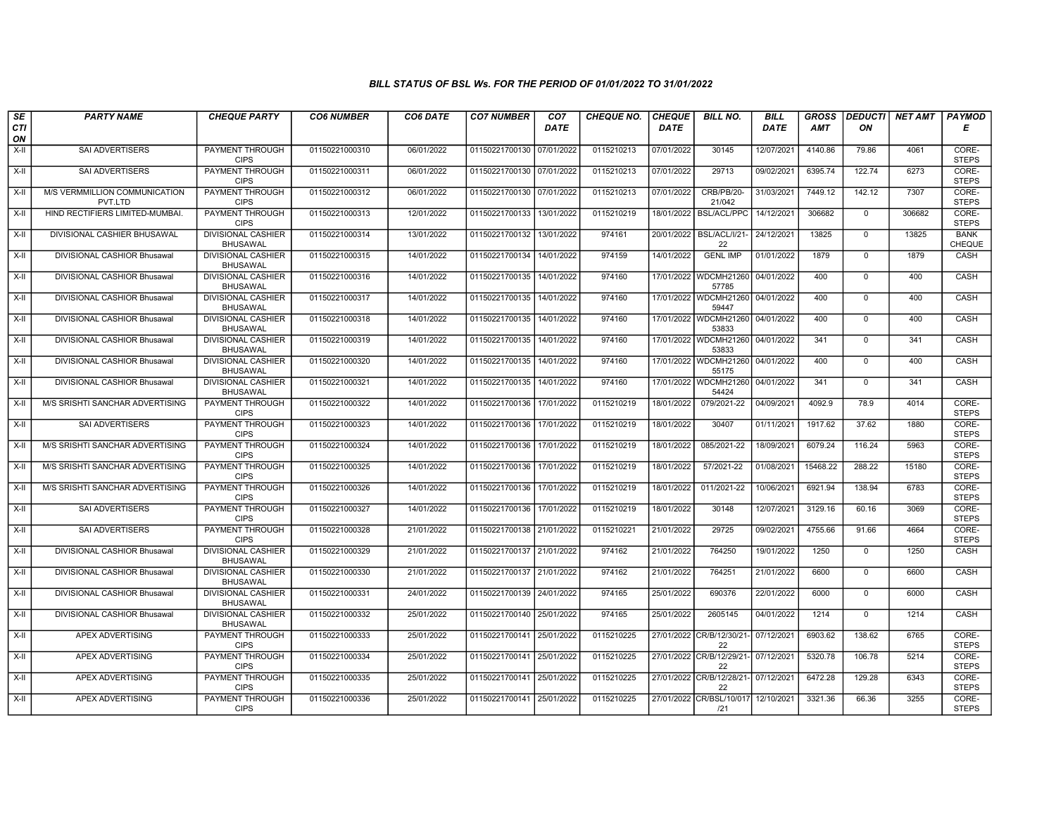### BILL STATUS OF BSL Ws. FOR THE PERIOD OF 01/01/2022 TO 31/01/2022

| SECTION | PARTY NAME | CHEQUE PARTY | CO6 NUMBER | CO6 DATE | CO7 NUMBER | CO7 DATE | CHEQUE NO. | CHEQUE DATE | BILL NO. | BILL DATE | GROSS AMT | DEDUCTION | NET AMT | PAYMODE |
|---|---|---|---|---|---|---|---|---|---|---|---|---|---|---|
| X-II | SAI ADVERTISERS | PAYMENT THROUGH CIPS | 01150221000310 | 06/01/2022 | 01150221700130 | 07/01/2022 | 0115210213 | 07/01/2022 | 30145 | 12/07/2021 | 4140.86 | 79.86 | 4061 | CORE-STEPS |
| X-II | SAI ADVERTISERS | PAYMENT THROUGH CIPS | 01150221000311 | 06/01/2022 | 01150221700130 | 07/01/2022 | 0115210213 | 07/01/2022 | 29713 | 09/02/2021 | 6395.74 | 122.74 | 6273 | CORE-STEPS |
| X-II | M/S VERMMILLION COMMUNICATION PVT.LTD | PAYMENT THROUGH CIPS | 01150221000312 | 06/01/2022 | 01150221700130 | 07/01/2022 | 0115210213 | 07/01/2022 | CRB/PB/20-21/042 | 31/03/2021 | 7449.12 | 142.12 | 7307 | CORE-STEPS |
| X-II | HIND RECTIFIERS LIMITED-MUMBAI. | PAYMENT THROUGH CIPS | 01150221000313 | 12/01/2022 | 01150221700133 | 13/01/2022 | 0115210219 | 18/01/2022 | BSL/ACL/PPC | 14/12/2021 | 306682 | 0 | 306682 | CORE-STEPS |
| X-II | DIVISIONAL CASHIER BHUSAWAL | DIVISIONAL CASHIER BHUSAWAL | 01150221000314 | 13/01/2022 | 01150221700132 | 13/01/2022 | 974161 | 20/01/2022 | BSL/ACL/I/21-22 | 24/12/2021 | 13825 | 0 | 13825 | BANK CHEQUE |
| X-II | DIVISIONAL CASHIOR Bhusawal | DIVISIONAL CASHIER BHUSAWAL | 01150221000315 | 14/01/2022 | 01150221700134 | 14/01/2022 | 974159 | 14/01/2022 | GENL IMP | 01/01/2022 | 1879 | 0 | 1879 | CASH |
| X-II | DIVISIONAL CASHIOR Bhusawal | DIVISIONAL CASHIER BHUSAWAL | 01150221000316 | 14/01/2022 | 01150221700135 | 14/01/2022 | 974160 | 17/01/2022 | WDCMH21260 57785 | 04/01/2022 | 400 | 0 | 400 | CASH |
| X-II | DIVISIONAL CASHIOR Bhusawal | DIVISIONAL CASHIER BHUSAWAL | 01150221000317 | 14/01/2022 | 01150221700135 | 14/01/2022 | 974160 | 17/01/2022 | WDCMH21260 59447 | 04/01/2022 | 400 | 0 | 400 | CASH |
| X-II | DIVISIONAL CASHIOR Bhusawal | DIVISIONAL CASHIER BHUSAWAL | 01150221000318 | 14/01/2022 | 01150221700135 | 14/01/2022 | 974160 | 17/01/2022 | WDCMH21260 53833 | 04/01/2022 | 400 | 0 | 400 | CASH |
| X-II | DIVISIONAL CASHIOR Bhusawal | DIVISIONAL CASHIER BHUSAWAL | 01150221000319 | 14/01/2022 | 01150221700135 | 14/01/2022 | 974160 | 17/01/2022 | WDCMH21260 53833 | 04/01/2022 | 341 | 0 | 341 | CASH |
| X-II | DIVISIONAL CASHIOR Bhusawal | DIVISIONAL CASHIER BHUSAWAL | 01150221000320 | 14/01/2022 | 01150221700135 | 14/01/2022 | 974160 | 17/01/2022 | WDCMH21260 55175 | 04/01/2022 | 400 | 0 | 400 | CASH |
| X-II | DIVISIONAL CASHIOR Bhusawal | DIVISIONAL CASHIER BHUSAWAL | 01150221000321 | 14/01/2022 | 01150221700135 | 14/01/2022 | 974160 | 17/01/2022 | WDCMH21260 54424 | 04/01/2022 | 341 | 0 | 341 | CASH |
| X-II | M/S SRISHTI SANCHAR ADVERTISING | PAYMENT THROUGH CIPS | 01150221000322 | 14/01/2022 | 01150221700136 | 17/01/2022 | 0115210219 | 18/01/2022 | 079/2021-22 | 04/09/2021 | 4092.9 | 78.9 | 4014 | CORE-STEPS |
| X-II | SAI ADVERTISERS | PAYMENT THROUGH CIPS | 01150221000323 | 14/01/2022 | 01150221700136 | 17/01/2022 | 0115210219 | 18/01/2022 | 30407 | 01/11/2021 | 1917.62 | 37.62 | 1880 | CORE-STEPS |
| X-II | M/S SRISHTI SANCHAR ADVERTISING | PAYMENT THROUGH CIPS | 01150221000324 | 14/01/2022 | 01150221700136 | 17/01/2022 | 0115210219 | 18/01/2022 | 085/2021-22 | 18/09/2021 | 6079.24 | 116.24 | 5963 | CORE-STEPS |
| X-II | M/S SRISHTI SANCHAR ADVERTISING | PAYMENT THROUGH CIPS | 01150221000325 | 14/01/2022 | 01150221700136 | 17/01/2022 | 0115210219 | 18/01/2022 | 57/2021-22 | 01/08/2021 | 15468.22 | 288.22 | 15180 | CORE-STEPS |
| X-II | M/S SRISHTI SANCHAR ADVERTISING | PAYMENT THROUGH CIPS | 01150221000326 | 14/01/2022 | 01150221700136 | 17/01/2022 | 0115210219 | 18/01/2022 | 011/2021-22 | 10/06/2021 | 6921.94 | 138.94 | 6783 | CORE-STEPS |
| X-II | SAI ADVERTISERS | PAYMENT THROUGH CIPS | 01150221000327 | 14/01/2022 | 01150221700136 | 17/01/2022 | 0115210219 | 18/01/2022 | 30148 | 12/07/2021 | 3129.16 | 60.16 | 3069 | CORE-STEPS |
| X-II | SAI ADVERTISERS | PAYMENT THROUGH CIPS | 01150221000328 | 21/01/2022 | 01150221700138 | 21/01/2022 | 0115210221 | 21/01/2022 | 29725 | 09/02/2021 | 4755.66 | 91.66 | 4664 | CORE-STEPS |
| X-II | DIVISIONAL CASHIOR Bhusawal | DIVISIONAL CASHIER BHUSAWAL | 01150221000329 | 21/01/2022 | 01150221700137 | 21/01/2022 | 974162 | 21/01/2022 | 764250 | 19/01/2022 | 1250 | 0 | 1250 | CASH |
| X-II | DIVISIONAL CASHIOR Bhusawal | DIVISIONAL CASHIER BHUSAWAL | 01150221000330 | 21/01/2022 | 01150221700137 | 21/01/2022 | 974162 | 21/01/2022 | 764251 | 21/01/2022 | 6600 | 0 | 6600 | CASH |
| X-II | DIVISIONAL CASHIOR Bhusawal | DIVISIONAL CASHIER BHUSAWAL | 01150221000331 | 24/01/2022 | 01150221700139 | 24/01/2022 | 974165 | 25/01/2022 | 690376 | 22/01/2022 | 6000 | 0 | 6000 | CASH |
| X-II | DIVISIONAL CASHIOR Bhusawal | DIVISIONAL CASHIER BHUSAWAL | 01150221000332 | 25/01/2022 | 01150221700140 | 25/01/2022 | 974165 | 25/01/2022 | 2605145 | 04/01/2022 | 1214 | 0 | 1214 | CASH |
| X-II | APEX ADVERTISING | PAYMENT THROUGH CIPS | 01150221000333 | 25/01/2022 | 01150221700141 | 25/01/2022 | 0115210225 | 27/01/2022 | CR/B/12/30/21-22 | 07/12/2021 | 6903.62 | 138.62 | 6765 | CORE-STEPS |
| X-II | APEX ADVERTISING | PAYMENT THROUGH CIPS | 01150221000334 | 25/01/2022 | 01150221700141 | 25/01/2022 | 0115210225 | 27/01/2022 | CR/B/12/29/21-22 | 07/12/2021 | 5320.78 | 106.78 | 5214 | CORE-STEPS |
| X-II | APEX ADVERTISING | PAYMENT THROUGH CIPS | 01150221000335 | 25/01/2022 | 01150221700141 | 25/01/2022 | 0115210225 | 27/01/2022 | CR/B/12/28/21-22 | 07/12/2021 | 6472.28 | 129.28 | 6343 | CORE-STEPS |
| X-II | APEX ADVERTISING | PAYMENT THROUGH CIPS | 01150221000336 | 25/01/2022 | 01150221700141 | 25/01/2022 | 0115210225 | 27/01/2022 | CR/BSL/10/017/21 | 12/10/2021 | 3321.36 | 66.36 | 3255 | CORE-STEPS |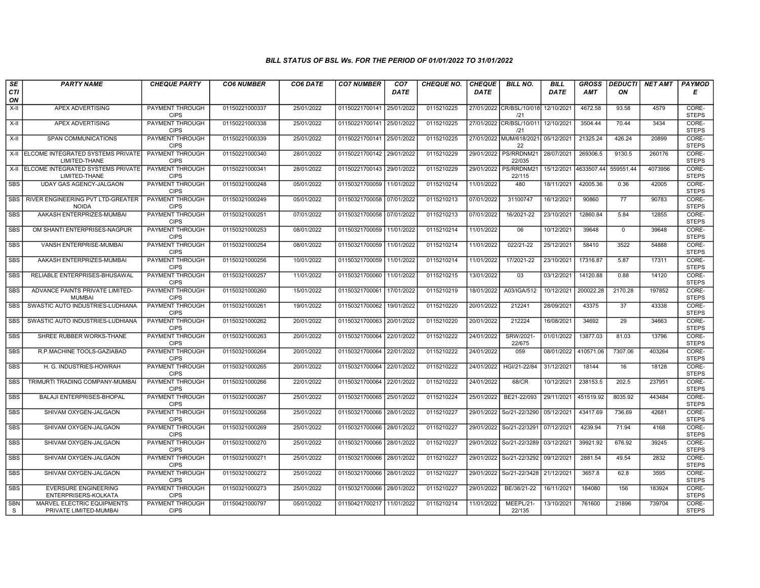### BILL STATUS OF BSL Ws. FOR THE PERIOD OF 01/01/2022 TO 31/01/2022

| SECTION | PARTY NAME | CHEQUE PARTY | CO6 NUMBER | CO6 DATE | CO7 NUMBER | CO7 DATE | CHEQUE NO. | CHEQUE DATE | BILL NO. | BILL DATE | GROSS AMT | DEDUCTION | NET AMT | PAYMODE |
|---|---|---|---|---|---|---|---|---|---|---|---|---|---|---|
| X-II | APEX ADVERTISING | PAYMENT THROUGH CIPS | 01150221000337 | 25/01/2022 | 01150221700141 | 25/01/2022 | 0115210225 | 27/01/2022 | CR/BSL/10/018/21 | 12/10/2021 | 4672.58 | 93.58 | 4579 | CORE-STEPS |
| X-II | APEX ADVERTISING | PAYMENT THROUGH CIPS | 01150221000338 | 25/01/2022 | 01150221700141 | 25/01/2022 | 0115210225 | 27/01/2022 | CR/BSL/10/011/21 | 12/10/2021 | 3504.44 | 70.44 | 3434 | CORE-STEPS |
| X-II | SPAN COMMUNICATIONS | PAYMENT THROUGH CIPS | 01150221000339 | 25/01/2022 | 01150221700141 | 25/01/2022 | 0115210225 | 27/01/2022 | MUM/618/2021-22 | 05/12/2021 | 21325.24 | 426.24 | 20899 | CORE-STEPS |
| X-II | ELCOME INTEGRATED SYSTEMS PRIVATE LIMITED-THANE | PAYMENT THROUGH CIPS | 01150221000340 | 28/01/2022 | 01150221700142 | 29/01/2022 | 0115210229 | 29/01/2022 | PS/RRDNM2122/035 | 28/07/2021 | 269306.5 | 9130.5 | 260176 | CORE-STEPS |
| X-II | ELCOME INTEGRATED SYSTEMS PRIVATE LIMITED-THANE | PAYMENT THROUGH CIPS | 01150221000341 | 28/01/2022 | 01150221700143 | 29/01/2022 | 0115210229 | 29/01/2022 | PS/RRDNM2122/115 | 15/12/2021 | 4633507.44 | 559551.44 | 4073956 | CORE-STEPS |
| SBS | UDAY GAS AGENCY-JALGAON | PAYMENT THROUGH CIPS | 01150321000248 | 05/01/2022 | 01150321700059 | 11/01/2022 | 0115210214 | 11/01/2022 | 480 | 18/11/2021 | 42005.36 | 0.36 | 42005 | CORE-STEPS |
| SBS | RIVER ENGINEERING PVT LTD-GREATER NOIDA | PAYMENT THROUGH CIPS | 01150321000249 | 05/01/2022 | 01150321700058 | 07/01/2022 | 0115210213 | 07/01/2022 | 31100747 | 16/12/2021 | 90860 | 77 | 90783 | CORE-STEPS |
| SBS | AAKASH ENTERPRIZES-MUMBAI | PAYMENT THROUGH CIPS | 01150321000251 | 07/01/2022 | 01150321700058 | 07/01/2022 | 0115210213 | 07/01/2022 | 16/2021-22 | 23/10/2021 | 12860.84 | 5.84 | 12855 | CORE-STEPS |
| SBS | OM SHANTI ENTERPRISES-NAGPUR | PAYMENT THROUGH CIPS | 01150321000253 | 08/01/2022 | 01150321700059 | 11/01/2022 | 0115210214 | 11/01/2022 | 06 | 10/12/2021 | 39648 | 0 | 39648 | CORE-STEPS |
| SBS | VANSH ENTERPRISE-MUMBAI | PAYMENT THROUGH CIPS | 01150321000254 | 08/01/2022 | 01150321700059 | 11/01/2022 | 0115210214 | 11/01/2022 | 022/21-22 | 25/12/2021 | 58410 | 3522 | 54888 | CORE-STEPS |
| SBS | AAKASH ENTERPRIZES-MUMBAI | PAYMENT THROUGH CIPS | 01150321000256 | 10/01/2022 | 01150321700059 | 11/01/2022 | 0115210214 | 11/01/2022 | 17/2021-22 | 23/10/2021 | 17316.87 | 5.87 | 17311 | CORE-STEPS |
| SBS | RELIABLE ENTERPRISES-BHUSAWAL | PAYMENT THROUGH CIPS | 01150321000257 | 11/01/2022 | 01150321700060 | 11/01/2022 | 0115210215 | 13/01/2022 | 03 | 03/12/2021 | 14120.88 | 0.88 | 14120 | CORE-STEPS |
| SBS | ADVANCE PAINTS PRIVATE LIMITED-MUMBAI | PAYMENT THROUGH CIPS | 01150321000260 | 15/01/2022 | 01150321700061 | 17/01/2022 | 0115210219 | 18/01/2022 | A03/IGA/512 | 10/12/2021 | 200022.28 | 2170.28 | 197852 | CORE-STEPS |
| SBS | SWASTIC AUTO INDUSTRIES-LUDHIANA | PAYMENT THROUGH CIPS | 01150321000261 | 19/01/2022 | 01150321700062 | 19/01/2022 | 0115210220 | 20/01/2022 | 212241 | 28/09/2021 | 43375 | 37 | 43338 | CORE-STEPS |
| SBS | SWASTIC AUTO INDUSTRIES-LUDHIANA | PAYMENT THROUGH CIPS | 01150321000262 | 20/01/2022 | 01150321700063 | 20/01/2022 | 0115210220 | 20/01/2022 | 212224 | 16/08/2021 | 34692 | 29 | 34663 | CORE-STEPS |
| SBS | SHREE RUBBER WORKS-THANE | PAYMENT THROUGH CIPS | 01150321000263 | 20/01/2022 | 01150321700064 | 22/01/2022 | 0115210222 | 24/01/2022 | SRW/2021-22/675 | 01/01/2022 | 13877.03 | 81.03 | 13796 | CORE-STEPS |
| SBS | R.P.MACHINE TOOLS-GAZIABAD | PAYMENT THROUGH CIPS | 01150321000264 | 20/01/2022 | 01150321700064 | 22/01/2022 | 0115210222 | 24/01/2022 | 059 | 08/01/2022 | 410571.06 | 7307.06 | 403264 | CORE-STEPS |
| SBS | H. G. INDUSTRIES-HOWRAH | PAYMENT THROUGH CIPS | 01150321000265 | 20/01/2022 | 01150321700064 | 22/01/2022 | 0115210222 | 24/01/2022 | HGI/21-22/84 | 31/12/2021 | 18144 | 16 | 18128 | CORE-STEPS |
| SBS | TRIMURTI TRADING COMPANY-MUMBAI | PAYMENT THROUGH CIPS | 01150321000266 | 22/01/2022 | 01150321700064 | 22/01/2022 | 0115210222 | 24/01/2022 | 68/CR | 10/12/2021 | 238153.5 | 202.5 | 237951 | CORE-STEPS |
| SBS | BALAJI ENTERPRISES-BHOPAL | PAYMENT THROUGH CIPS | 01150321000267 | 25/01/2022 | 01150321700065 | 25/01/2022 | 0115210224 | 25/01/2022 | BE21-22/093 | 29/11/2021 | 451519.92 | 8035.92 | 443484 | CORE-STEPS |
| SBS | SHIVAM OXYGEN-JALGAON | PAYMENT THROUGH CIPS | 01150321000268 | 25/01/2022 | 01150321700066 | 28/01/2022 | 0115210227 | 29/01/2022 | So/21-22/3290 | 05/12/2021 | 43417.69 | 736.69 | 42681 | CORE-STEPS |
| SBS | SHIVAM OXYGEN-JALGAON | PAYMENT THROUGH CIPS | 01150321000269 | 25/01/2022 | 01150321700066 | 28/01/2022 | 0115210227 | 29/01/2022 | So/21-22/3291 | 07/12/2021 | 4239.94 | 71.94 | 4168 | CORE-STEPS |
| SBS | SHIVAM OXYGEN-JALGAON | PAYMENT THROUGH CIPS | 01150321000270 | 25/01/2022 | 01150321700066 | 28/01/2022 | 0115210227 | 29/01/2022 | So/21-22/3289 | 03/12/2021 | 39921.92 | 676.92 | 39245 | CORE-STEPS |
| SBS | SHIVAM OXYGEN-JALGAON | PAYMENT THROUGH CIPS | 01150321000271 | 25/01/2022 | 01150321700066 | 28/01/2022 | 0115210227 | 29/01/2022 | So/21-22/3292 | 09/12/2021 | 2881.54 | 49.54 | 2832 | CORE-STEPS |
| SBS | SHIVAM OXYGEN-JALGAON | PAYMENT THROUGH CIPS | 01150321000272 | 25/01/2022 | 01150321700066 | 28/01/2022 | 0115210227 | 29/01/2022 | So/21-22/3428 | 21/12/2021 | 3657.8 | 62.8 | 3595 | CORE-STEPS |
| SBS | EVERSURE ENGINEERING ENTERPRISERS-KOLKATA | PAYMENT THROUGH CIPS | 01150321000273 | 25/01/2022 | 01150321700066 | 28/01/2022 | 0115210227 | 29/01/2022 | BE/38/21-22 | 16/11/2021 | 184080 | 156 | 183924 | CORE-STEPS |
| SBNS | MARVEL ELECTRIC EQUIPMENTS PRIVATE LIMITED-MUMBAI | PAYMENT THROUGH CIPS | 01150421000797 | 05/01/2022 | 01150421700217 | 11/01/2022 | 0115210214 | 11/01/2022 | MEEPL/21-22/135 | 13/10/2021 | 761600 | 21896 | 739704 | CORE-STEPS |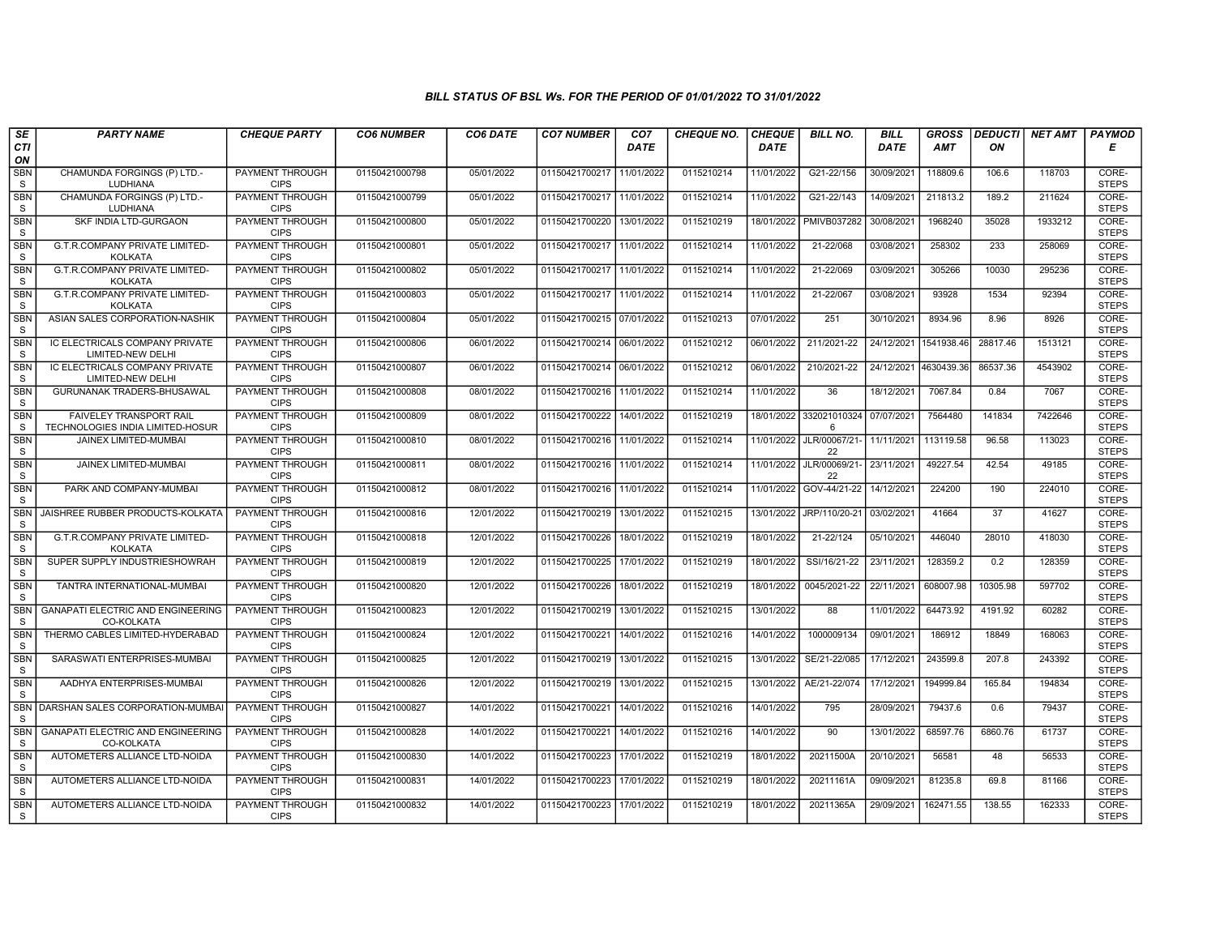### BILL STATUS OF BSL Ws. FOR THE PERIOD OF 01/01/2022 TO 31/01/2022

| SECTION | PARTY NAME | CHEQUE PARTY | CO6 NUMBER | CO6 DATE | CO7 NUMBER | CO7 DATE | CHEQUE NO. | CHEQUE DATE | BILL NO. | BILL DATE | GROSS AMT | DEDUCTION | NET AMT | PAYMODE |
|---|---|---|---|---|---|---|---|---|---|---|---|---|---|---|
| SBNS | CHAMUNDA FORGINGS (P) LTD.-LUDHIANA | PAYMENT THROUGH CIPS | 01150421000798 | 05/01/2022 | 01150421700217 | 11/01/2022 | 0115210214 | 11/01/2022 | G21-22/156 | 30/09/2021 | 118809.6 | 106.6 | 118703 | CORE-STEPS |
| SBNS | CHAMUNDA FORGINGS (P) LTD.-LUDHIANA | PAYMENT THROUGH CIPS | 01150421000799 | 05/01/2022 | 01150421700217 | 11/01/2022 | 0115210214 | 11/01/2022 | G21-22/143 | 14/09/2021 | 211813.2 | 189.2 | 211624 | CORE-STEPS |
| SBNS | SKF INDIA LTD-GURGAON | PAYMENT THROUGH CIPS | 01150421000800 | 05/01/2022 | 01150421700220 | 13/01/2022 | 0115210219 | 18/01/2022 | PMIVB037282 | 30/08/2021 | 1968240 | 35028 | 1933212 | CORE-STEPS |
| SBNS | G.T.R.COMPANY PRIVATE LIMITED-KOLKATA | PAYMENT THROUGH CIPS | 01150421000801 | 05/01/2022 | 01150421700217 | 11/01/2022 | 0115210214 | 11/01/2022 | 21-22/068 | 03/08/2021 | 258302 | 233 | 258069 | CORE-STEPS |
| SBNS | G.T.R.COMPANY PRIVATE LIMITED-KOLKATA | PAYMENT THROUGH CIPS | 01150421000802 | 05/01/2022 | 01150421700217 | 11/01/2022 | 0115210214 | 11/01/2022 | 21-22/069 | 03/09/2021 | 305266 | 10030 | 295236 | CORE-STEPS |
| SBNS | G.T.R.COMPANY PRIVATE LIMITED-KOLKATA | PAYMENT THROUGH CIPS | 01150421000803 | 05/01/2022 | 01150421700217 | 11/01/2022 | 0115210214 | 11/01/2022 | 21-22/067 | 03/08/2021 | 93928 | 1534 | 92394 | CORE-STEPS |
| SBNS | ASIAN SALES CORPORATION-NASHIK | PAYMENT THROUGH CIPS | 01150421000804 | 05/01/2022 | 01150421700215 | 07/01/2022 | 0115210213 | 07/01/2022 | 251 | 30/10/2021 | 8934.96 | 8.96 | 8926 | CORE-STEPS |
| SBNS | IC ELECTRICALS COMPANY PRIVATE LIMITED-NEW DELHI | PAYMENT THROUGH CIPS | 01150421000806 | 06/01/2022 | 01150421700214 | 06/01/2022 | 0115210212 | 06/01/2022 | 211/2021-22 | 24/12/2021 | 1541938.46 | 28817.46 | 1513121 | CORE-STEPS |
| SBNS | IC ELECTRICALS COMPANY PRIVATE LIMITED-NEW DELHI | PAYMENT THROUGH CIPS | 01150421000807 | 06/01/2022 | 01150421700214 | 06/01/2022 | 0115210212 | 06/01/2022 | 210/2021-22 | 24/12/2021 | 4630439.36 | 86537.36 | 4543902 | CORE-STEPS |
| SBNS | GURUNANAK TRADERS-BHUSAWAL | PAYMENT THROUGH CIPS | 01150421000808 | 08/01/2022 | 01150421700216 | 11/01/2022 | 0115210214 | 11/01/2022 | 36 | 18/12/2021 | 7067.84 | 0.84 | 7067 | CORE-STEPS |
| SBNS | FAIVELEY TRANSPORT RAIL TECHNOLOGIES INDIA LIMITED-HOSUR | PAYMENT THROUGH CIPS | 01150421000809 | 08/01/2022 | 01150421700222 | 14/01/2022 | 0115210219 | 18/01/2022 | 3320210103246 | 07/07/2021 | 7564480 | 141834 | 7422646 | CORE-STEPS |
| SBNS | JAINEX LIMITED-MUMBAI | PAYMENT THROUGH CIPS | 01150421000810 | 08/01/2022 | 01150421700216 | 11/01/2022 | 0115210214 | 11/01/2022 | JLR/00067/21-22 | 11/11/2021 | 113119.58 | 96.58 | 113023 | CORE-STEPS |
| SBNS | JAINEX LIMITED-MUMBAI | PAYMENT THROUGH CIPS | 01150421000811 | 08/01/2022 | 01150421700216 | 11/01/2022 | 0115210214 | 11/01/2022 | JLR/00069/21-22 | 23/11/2021 | 49227.54 | 42.54 | 49185 | CORE-STEPS |
| SBNS | PARK AND COMPANY-MUMBAI | PAYMENT THROUGH CIPS | 01150421000812 | 08/01/2022 | 01150421700216 | 11/01/2022 | 0115210214 | 11/01/2022 | GOV-44/21-22 | 14/12/2021 | 224200 | 190 | 224010 | CORE-STEPS |
| SBNS | JAISHREE RUBBER PRODUCTS-KOLKATA | PAYMENT THROUGH CIPS | 01150421000816 | 12/01/2022 | 01150421700219 | 13/01/2022 | 0115210215 | 13/01/2022 | JRP/110/20-21 | 03/02/2021 | 41664 | 37 | 41627 | CORE-STEPS |
| SBNS | G.T.R.COMPANY PRIVATE LIMITED-KOLKATA | PAYMENT THROUGH CIPS | 01150421000818 | 12/01/2022 | 01150421700226 | 18/01/2022 | 0115210219 | 18/01/2022 | 21-22/124 | 05/10/2021 | 446040 | 28010 | 418030 | CORE-STEPS |
| SBNS | SUPER SUPPLY INDUSTRIESHOWRAH | PAYMENT THROUGH CIPS | 01150421000819 | 12/01/2022 | 01150421700225 | 17/01/2022 | 0115210219 | 18/01/2022 | SSI/16/21-22 | 23/11/2021 | 128359.2 | 0.2 | 128359 | CORE-STEPS |
| SBNS | TANTRA INTERNATIONAL-MUMBAI | PAYMENT THROUGH CIPS | 01150421000820 | 12/01/2022 | 01150421700226 | 18/01/2022 | 0115210219 | 18/01/2022 | 0045/2021-22 | 22/11/2021 | 608007.98 | 10305.98 | 597702 | CORE-STEPS |
| SBNS | GANAPATI ELECTRIC AND ENGINEERING CO-KOLKATA | PAYMENT THROUGH CIPS | 01150421000823 | 12/01/2022 | 01150421700219 | 13/01/2022 | 0115210215 | 13/01/2022 | 88 | 11/01/2022 | 64473.92 | 4191.92 | 60282 | CORE-STEPS |
| SBNS | THERMO CABLES LIMITED-HYDERABAD | PAYMENT THROUGH CIPS | 01150421000824 | 12/01/2022 | 01150421700221 | 14/01/2022 | 0115210216 | 14/01/2022 | 1000009134 | 09/01/2021 | 186912 | 18849 | 168063 | CORE-STEPS |
| SBNS | SARASWATI ENTERPRISES-MUMBAI | PAYMENT THROUGH CIPS | 01150421000825 | 12/01/2022 | 01150421700219 | 13/01/2022 | 0115210215 | 13/01/2022 | SE/21-22/085 | 17/12/2021 | 243599.8 | 207.8 | 243392 | CORE-STEPS |
| SBNS | AADHYA ENTERPRISES-MUMBAI | PAYMENT THROUGH CIPS | 01150421000826 | 12/01/2022 | 01150421700219 | 13/01/2022 | 0115210215 | 13/01/2022 | AE/21-22/074 | 17/12/2021 | 194999.84 | 165.84 | 194834 | CORE-STEPS |
| SBNS | DARSHAN SALES CORPORATION-MUMBAI | PAYMENT THROUGH CIPS | 01150421000827 | 14/01/2022 | 01150421700221 | 14/01/2022 | 0115210216 | 14/01/2022 | 795 | 28/09/2021 | 79437.6 | 0.6 | 79437 | CORE-STEPS |
| SBNS | GANAPATI ELECTRIC AND ENGINEERING CO-KOLKATA | PAYMENT THROUGH CIPS | 01150421000828 | 14/01/2022 | 01150421700221 | 14/01/2022 | 0115210216 | 14/01/2022 | 90 | 13/01/2022 | 68597.76 | 6860.76 | 61737 | CORE-STEPS |
| SBNS | AUTOMETERS ALLIANCE LTD-NOIDA | PAYMENT THROUGH CIPS | 01150421000830 | 14/01/2022 | 01150421700223 | 17/01/2022 | 0115210219 | 18/01/2022 | 20211500A | 20/10/2021 | 56581 | 48 | 56533 | CORE-STEPS |
| SBNS | AUTOMETERS ALLIANCE LTD-NOIDA | PAYMENT THROUGH CIPS | 01150421000831 | 14/01/2022 | 01150421700223 | 17/01/2022 | 0115210219 | 18/01/2022 | 20211161A | 09/09/2021 | 81235.8 | 69.8 | 81166 | CORE-STEPS |
| SBNS | AUTOMETERS ALLIANCE LTD-NOIDA | PAYMENT THROUGH CIPS | 01150421000832 | 14/01/2022 | 01150421700223 | 17/01/2022 | 0115210219 | 18/01/2022 | 20211365A | 29/09/2021 | 162471.55 | 138.55 | 162333 | CORE-STEPS |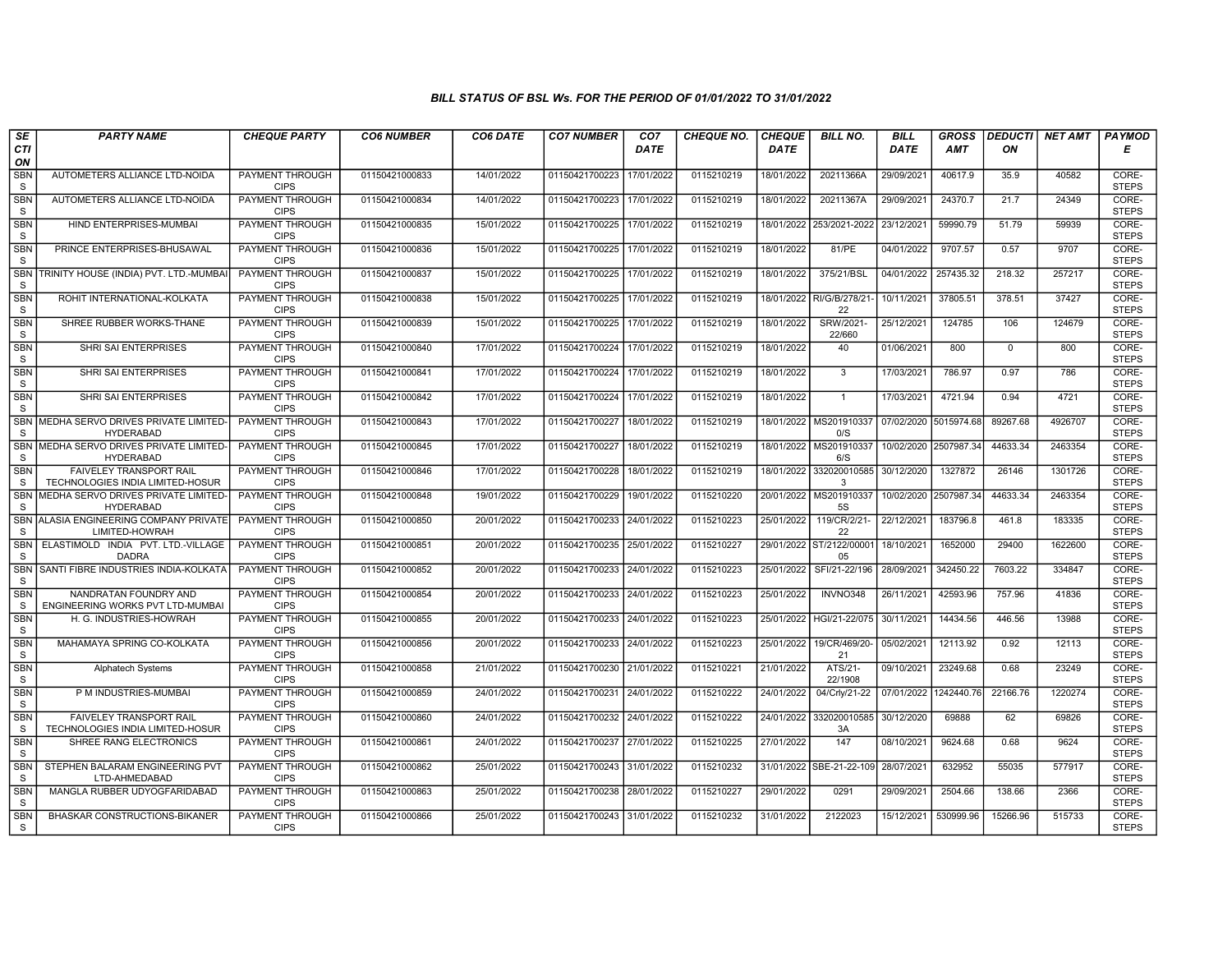### BILL STATUS OF BSL Ws. FOR THE PERIOD OF 01/01/2022 TO 31/01/2022

| SECTION | PARTY NAME | CHEQUE PARTY | CO6 NUMBER | CO6 DATE | CO7 NUMBER | CO7 DATE | CHEQUE NO. | CHEQUE DATE | BILL NO. | BILL DATE | GROSS AMT | DEDUCTION | NET AMT | PAYMODE |
|---|---|---|---|---|---|---|---|---|---|---|---|---|---|---|
| SBNS | AUTOMETERS ALLIANCE LTD-NOIDA | PAYMENT THROUGH CIPS | 01150421000833 | 14/01/2022 | 01150421700223 | 17/01/2022 | 0115210219 | 18/01/2022 | 20211366A | 29/09/2021 | 40617.9 | 35.9 | 40582 | CORE-STEPS |
| SBNS | AUTOMETERS ALLIANCE LTD-NOIDA | PAYMENT THROUGH CIPS | 01150421000834 | 14/01/2022 | 01150421700223 | 17/01/2022 | 0115210219 | 18/01/2022 | 20211367A | 29/09/2021 | 24370.7 | 21.7 | 24349 | CORE-STEPS |
| SBNS | HIND ENTERPRISES-MUMBAI | PAYMENT THROUGH CIPS | 01150421000835 | 15/01/2022 | 01150421700225 | 17/01/2022 | 0115210219 | 18/01/2022 | 253/2021-2022 | 23/12/2021 | 59990.79 | 51.79 | 59939 | CORE-STEPS |
| SBNS | PRINCE ENTERPRISES-BHUSAWAL | PAYMENT THROUGH CIPS | 01150421000836 | 15/01/2022 | 01150421700225 | 17/01/2022 | 0115210219 | 18/01/2022 | 81/PE | 04/01/2022 | 9707.57 | 0.57 | 9707 | CORE-STEPS |
| SBNS | TRINITY HOUSE (INDIA) PVT. LTD.-MUMBAI | PAYMENT THROUGH CIPS | 01150421000837 | 15/01/2022 | 01150421700225 | 17/01/2022 | 0115210219 | 18/01/2022 | 375/21/BSL | 04/01/2022 | 257435.32 | 218.32 | 257217 | CORE-STEPS |
| SBNS | ROHIT INTERNATIONAL-KOLKATA | PAYMENT THROUGH CIPS | 01150421000838 | 15/01/2022 | 01150421700225 | 17/01/2022 | 0115210219 | 18/01/2022 | RI/G/B/278/21-22 | 10/11/2021 | 37805.51 | 378.51 | 37427 | CORE-STEPS |
| SBNS | SHREE RUBBER WORKS-THANE | PAYMENT THROUGH CIPS | 01150421000839 | 15/01/2022 | 01150421700225 | 17/01/2022 | 0115210219 | 18/01/2022 | SRW/2021-22/660 | 25/12/2021 | 124785 | 106 | 124679 | CORE-STEPS |
| SBNS | SHRI SAI ENTERPRISES | PAYMENT THROUGH CIPS | 01150421000840 | 17/01/2022 | 01150421700224 | 17/01/2022 | 0115210219 | 18/01/2022 | 40 | 01/06/2021 | 800 | 0 | 800 | CORE-STEPS |
| SBNS | SHRI SAI ENTERPRISES | PAYMENT THROUGH CIPS | 01150421000841 | 17/01/2022 | 01150421700224 | 17/01/2022 | 0115210219 | 18/01/2022 | 3 | 17/03/2021 | 786.97 | 0.97 | 786 | CORE-STEPS |
| SBNS | SHRI SAI ENTERPRISES | PAYMENT THROUGH CIPS | 01150421000842 | 17/01/2022 | 01150421700224 | 17/01/2022 | 0115210219 | 18/01/2022 | 1 | 17/03/2021 | 4721.94 | 0.94 | 4721 | CORE-STEPS |
| SBNS | MEDHA SERVO DRIVES PRIVATE LIMITED-HYDERABAD | PAYMENT THROUGH CIPS | 01150421000843 | 17/01/2022 | 01150421700227 | 18/01/2022 | 0115210219 | 18/01/2022 | MS2019103370/S | 07/02/2020 | 5015974.68 | 89267.68 | 4926707 | CORE-STEPS |
| SBNS | MEDHA SERVO DRIVES PRIVATE LIMITED-HYDERABAD | PAYMENT THROUGH CIPS | 01150421000845 | 17/01/2022 | 01150421700227 | 18/01/2022 | 0115210219 | 18/01/2022 | MS2019103376/S | 10/02/2020 | 2507987.34 | 44633.34 | 2463354 | CORE-STEPS |
| SBNS | FAIVELEY TRANSPORT RAIL TECHNOLOGIES INDIA LIMITED-HOSUR | PAYMENT THROUGH CIPS | 01150421000846 | 17/01/2022 | 01150421700228 | 18/01/2022 | 0115210219 | 18/01/2022 | 3320200105853 | 30/12/2020 | 1327872 | 26146 | 1301726 | CORE-STEPS |
| SBNS | MEDHA SERVO DRIVES PRIVATE LIMITED-HYDERABAD | PAYMENT THROUGH CIPS | 01150421000848 | 19/01/2022 | 01150421700229 | 19/01/2022 | 0115210220 | 20/01/2022 | MS2019103375S | 10/02/2020 | 2507987.34 | 44633.34 | 2463354 | CORE-STEPS |
| SBNS | ALASIA ENGINEERING COMPANY PRIVATE LIMITED-HOWRAH | PAYMENT THROUGH CIPS | 01150421000850 | 20/01/2022 | 01150421700233 | 24/01/2022 | 0115210223 | 25/01/2022 | 119/CR/2/21-22 | 22/12/2021 | 183796.8 | 461.8 | 183335 | CORE-STEPS |
| SBNS | ELASTIMOLD INDIA PVT. LTD.-VILLAGE DADRA | PAYMENT THROUGH CIPS | 01150421000851 | 20/01/2022 | 01150421700235 | 25/01/2022 | 0115210227 | 29/01/2022 | ST/2122/0000105 | 18/10/2021 | 1652000 | 29400 | 1622600 | CORE-STEPS |
| SBNS | SANTI FIBRE INDUSTRIES INDIA-KOLKATA | PAYMENT THROUGH CIPS | 01150421000852 | 20/01/2022 | 01150421700233 | 24/01/2022 | 0115210223 | 25/01/2022 | SFI/21-22/196 | 28/09/2021 | 342450.22 | 7603.22 | 334847 | CORE-STEPS |
| SBNS | NANDRATAN FOUNDRY AND ENGINEERING WORKS PVT LTD-MUMBAI | PAYMENT THROUGH CIPS | 01150421000854 | 20/01/2022 | 01150421700233 | 24/01/2022 | 0115210223 | 25/01/2022 | INVNO348 | 26/11/2021 | 42593.96 | 757.96 | 41836 | CORE-STEPS |
| SBNS | H. G. INDUSTRIES-HOWRAH | PAYMENT THROUGH CIPS | 01150421000855 | 20/01/2022 | 01150421700233 | 24/01/2022 | 0115210223 | 25/01/2022 | HGI/21-22/075 | 30/11/2021 | 14434.56 | 446.56 | 13988 | CORE-STEPS |
| SBNS | MAHAMAYA SPRING CO-KOLKATA | PAYMENT THROUGH CIPS | 01150421000856 | 20/01/2022 | 01150421700233 | 24/01/2022 | 0115210223 | 25/01/2022 | 19/CR/469/20-21 | 05/02/2021 | 12113.92 | 0.92 | 12113 | CORE-STEPS |
| SBNS | Alphatech Systems | PAYMENT THROUGH CIPS | 01150421000858 | 21/01/2022 | 01150421700230 | 21/01/2022 | 0115210221 | 21/01/2022 | ATS/21-22/1908 | 09/10/2021 | 23249.68 | 0.68 | 23249 | CORE-STEPS |
| SBNS | P M INDUSTRIES-MUMBAI | PAYMENT THROUGH CIPS | 01150421000859 | 24/01/2022 | 01150421700231 | 24/01/2022 | 0115210222 | 24/01/2022 | 04/Crly/21-22 | 07/01/2022 | 1242440.76 | 22166.76 | 1220274 | CORE-STEPS |
| SBNS | FAIVELEY TRANSPORT RAIL TECHNOLOGIES INDIA LIMITED-HOSUR | PAYMENT THROUGH CIPS | 01150421000860 | 24/01/2022 | 01150421700232 | 24/01/2022 | 0115210222 | 24/01/2022 | 3320200105853A | 30/12/2020 | 69888 | 62 | 69826 | CORE-STEPS |
| SBNS | SHREE RANG ELECTRONICS | PAYMENT THROUGH CIPS | 01150421000861 | 24/01/2022 | 01150421700237 | 27/01/2022 | 0115210225 | 27/01/2022 | 147 | 08/10/2021 | 9624.68 | 0.68 | 9624 | CORE-STEPS |
| SBNS | STEPHEN BALARAM ENGINEERING PVT LTD-AHMEDABAD | PAYMENT THROUGH CIPS | 01150421000862 | 25/01/2022 | 01150421700243 | 31/01/2022 | 0115210232 | 31/01/2022 | SBE-21-22-109 | 28/07/2021 | 632952 | 55035 | 577917 | CORE-STEPS |
| SBNS | MANGLA RUBBER UDYOGFARIDABAD | PAYMENT THROUGH CIPS | 01150421000863 | 25/01/2022 | 01150421700238 | 28/01/2022 | 0115210227 | 29/01/2022 | 0291 | 29/09/2021 | 2504.66 | 138.66 | 2366 | CORE-STEPS |
| SBNS | BHASKAR CONSTRUCTIONS-BIKANER | PAYMENT THROUGH CIPS | 01150421000866 | 25/01/2022 | 01150421700243 | 31/01/2022 | 0115210232 | 31/01/2022 | 2122023 | 15/12/2021 | 530999.96 | 15266.96 | 515733 | CORE-STEPS |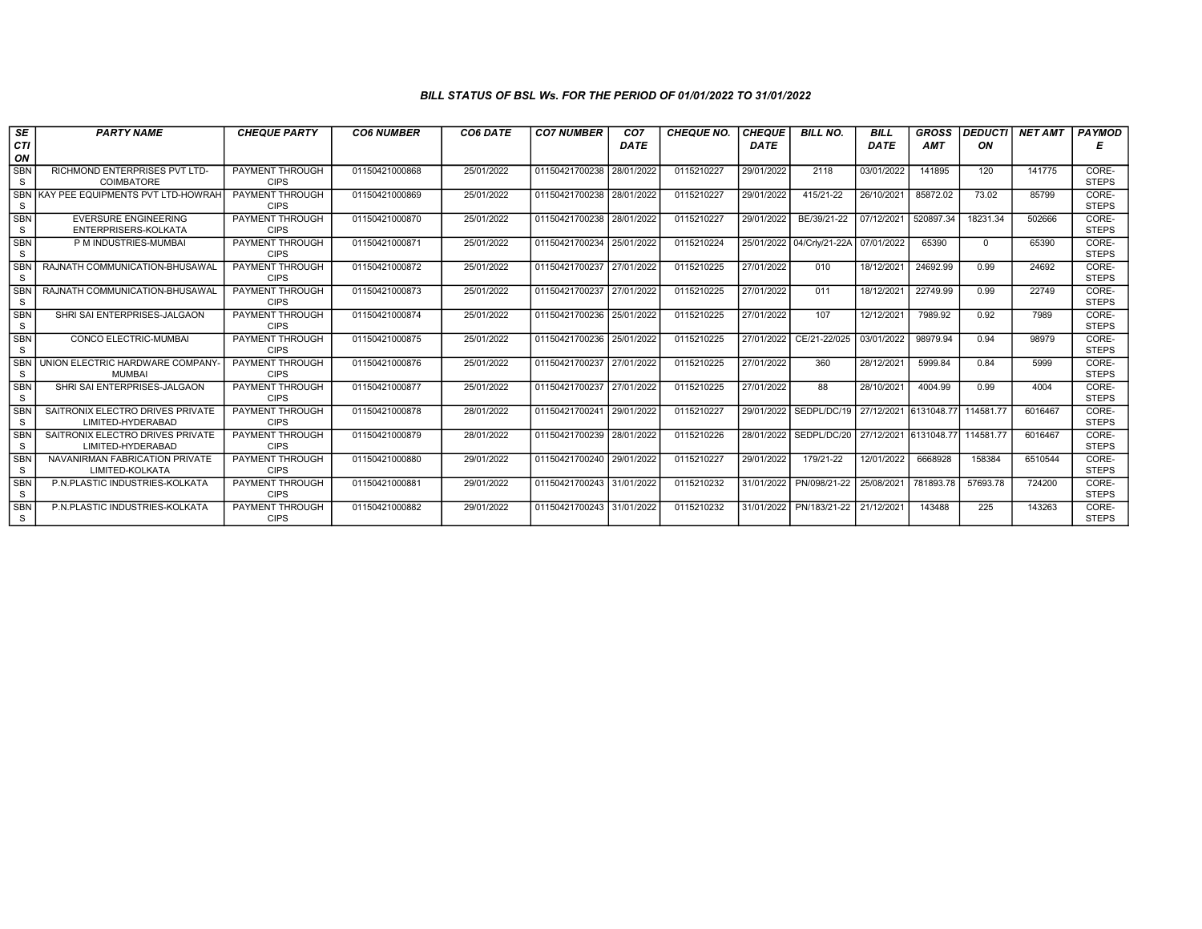### BILL STATUS OF BSL Ws. FOR THE PERIOD OF 01/01/2022 TO 31/01/2022

| SECTION | PARTY NAME | CHEQUE PARTY | CO6 NUMBER | CO6 DATE | CO7 NUMBER | CO7 DATE | CHEQUE NO. | CHEQUE DATE | BILL NO. | BILL DATE | GROSS AMT | DEDUCTION | NET AMT | PAYMODE |
|---|---|---|---|---|---|---|---|---|---|---|---|---|---|---|
| SBNS | RICHMOND ENTERPRISES PVT LTD-COIMBATORE | PAYMENT THROUGH CIPS | 01150421000868 | 25/01/2022 | 01150421700238 | 28/01/2022 | 0115210227 | 29/01/2022 | 2118 | 03/01/2022 | 141895 | 120 | 141775 | CORE-STEPS |
| SBNS | KAY PEE EQUIPMENTS PVT LTD-HOWRAH | PAYMENT THROUGH CIPS | 01150421000869 | 25/01/2022 | 01150421700238 | 28/01/2022 | 0115210227 | 29/01/2022 | 415/21-22 | 26/10/2021 | 85872.02 | 73.02 | 85799 | CORE-STEPS |
| SBNS | EVERSURE ENGINEERING ENTERPRISERS-KOLKATA | PAYMENT THROUGH CIPS | 01150421000870 | 25/01/2022 | 01150421700238 | 28/01/2022 | 0115210227 | 29/01/2022 | BE/39/21-22 | 07/12/2021 | 520897.34 | 18231.34 | 502666 | CORE-STEPS |
| SBNS | P M INDUSTRIES-MUMBAI | PAYMENT THROUGH CIPS | 01150421000871 | 25/01/2022 | 01150421700234 | 25/01/2022 | 0115210224 | 25/01/2022 | 04/Crly/21-22A | 07/01/2022 | 65390 | 0 | 65390 | CORE-STEPS |
| SBNS | RAJNATH COMMUNICATION-BHUSAWAL | PAYMENT THROUGH CIPS | 01150421000872 | 25/01/2022 | 01150421700237 | 27/01/2022 | 0115210225 | 27/01/2022 | 010 | 18/12/2021 | 24692.99 | 0.99 | 24692 | CORE-STEPS |
| SBNS | RAJNATH COMMUNICATION-BHUSAWAL | PAYMENT THROUGH CIPS | 01150421000873 | 25/01/2022 | 01150421700237 | 27/01/2022 | 0115210225 | 27/01/2022 | 011 | 18/12/2021 | 22749.99 | 0.99 | 22749 | CORE-STEPS |
| SBNS | SHRI SAI ENTERPRISES-JALGAON | PAYMENT THROUGH CIPS | 01150421000874 | 25/01/2022 | 01150421700236 | 25/01/2022 | 0115210225 | 27/01/2022 | 107 | 12/12/2021 | 7989.92 | 0.92 | 7989 | CORE-STEPS |
| SBNS | CONCO ELECTRIC-MUMBAI | PAYMENT THROUGH CIPS | 01150421000875 | 25/01/2022 | 01150421700236 | 25/01/2022 | 0115210225 | 27/01/2022 | CE/21-22/025 | 03/01/2022 | 98979.94 | 0.94 | 98979 | CORE-STEPS |
| SBNS | UNION ELECTRIC HARDWARE COMPANY-MUMBAI | PAYMENT THROUGH CIPS | 01150421000876 | 25/01/2022 | 01150421700237 | 27/01/2022 | 0115210225 | 27/01/2022 | 360 | 28/12/2021 | 5999.84 | 0.84 | 5999 | CORE-STEPS |
| SBNS | SHRI SAI ENTERPRISES-JALGAON | PAYMENT THROUGH CIPS | 01150421000877 | 25/01/2022 | 01150421700237 | 27/01/2022 | 0115210225 | 27/01/2022 | 88 | 28/10/2021 | 4004.99 | 0.99 | 4004 | CORE-STEPS |
| SBNS | SAITRONIX ELECTRO DRIVES PRIVATE LIMITED-HYDERABAD | PAYMENT THROUGH CIPS | 01150421000878 | 28/01/2022 | 01150421700241 | 29/01/2022 | 0115210227 | 29/01/2022 | SEDPL/DC/19 | 27/12/2021 | 6131048.77 | 114581.77 | 6016467 | CORE-STEPS |
| SBNS | SAITRONIX ELECTRO DRIVES PRIVATE LIMITED-HYDERABAD | PAYMENT THROUGH CIPS | 01150421000879 | 28/01/2022 | 01150421700239 | 28/01/2022 | 0115210226 | 28/01/2022 | SEDPL/DC/20 | 27/12/2021 | 6131048.77 | 114581.77 | 6016467 | CORE-STEPS |
| SBNS | NAVANIRMAN FABRICATION PRIVATE LIMITED-KOLKATA | PAYMENT THROUGH CIPS | 01150421000880 | 29/01/2022 | 01150421700240 | 29/01/2022 | 0115210227 | 29/01/2022 | 179/21-22 | 12/01/2022 | 6668928 | 158384 | 6510544 | CORE-STEPS |
| SBNS | P.N.PLASTIC INDUSTRIES-KOLKATA | PAYMENT THROUGH CIPS | 01150421000881 | 29/01/2022 | 01150421700243 | 31/01/2022 | 0115210232 | 31/01/2022 | PN/098/21-22 | 25/08/2021 | 781893.78 | 57693.78 | 724200 | CORE-STEPS |
| SBNS | P.N.PLASTIC INDUSTRIES-KOLKATA | PAYMENT THROUGH CIPS | 01150421000882 | 29/01/2022 | 01150421700243 | 31/01/2022 | 0115210232 | 31/01/2022 | PN/183/21-22 | 21/12/2021 | 143488 | 225 | 143263 | CORE-STEPS |